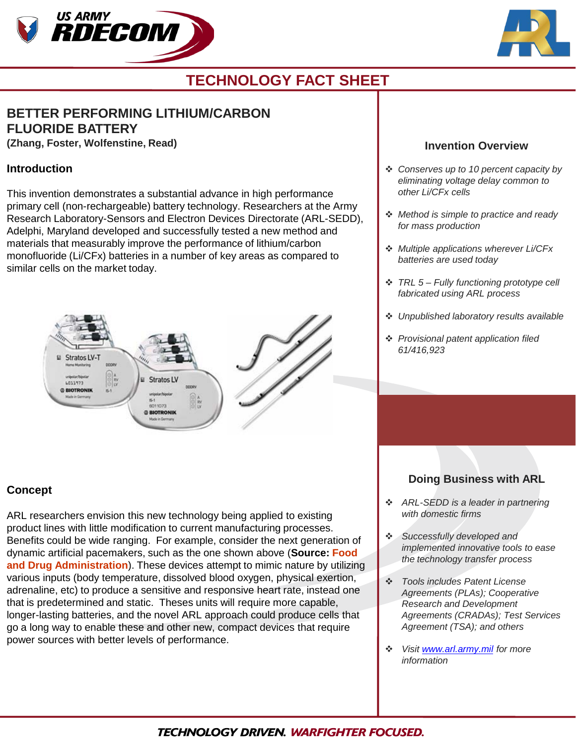# TECHNOLOGY FACT SHEET

## BETTER PERFORMING LITHIUM/CARBON FLUORIDE BATTERY

**(Zhang, Foster, Wolfenstine, Read)**

### Introduction

This invention demonstrates a substantial advance in high performance primary cell (non-rechargeable) battery technology. Researchers at the Army Research Laboratory-Sensors and Electron Devices Directorate (ARL-SEDD), Adelphi, Maryland developed and successfully tested a new method and materials that measurably improve the performance of lithium/carbon monofluoride (Li/CFx) batteries in a number of key areas as compared to similar cells on the market today.

### Concept

ARL researchers envision this new technology being applied to existing product lines with little modification to current manufacturing processes. Benefits could be wide ranging. For example, consider the next generation of dynamic artificial pacemakers, such as the one shown above (**Source: Food and Drug Administration**). These devices attempt to mimic nature by utilizing various inputs (body temperature, dissolved blood oxygen, physical exertion, adrenaline, etc) to produce a sensitive and responsive heart rate, instead one that is predetermined and static. Theses units will require more capable, longer-lasting batteries, and the novel ARL approach could produce cells that go a long way to enable these and other new, compact devices that require power sources with better levels of performance.

### Invention Overview

- *Conserves up to 10 percent capacity by eliminating voltage delay common to other Li/CFx cells*
- *Method is simple to practice and ready for mass production*
- *Multiple applications wherever Li/CFx batteries are used today*
- *TRL 5 – Fully functioning prototype cell fabricated using ARL process*
- *Unpublished laboratory results available*
- *Provisional patent application filed 61/416,923*

### Doing Business with ARL

- *ARL-SEDD is a leader in partnering with domestic firms*
- *Successfully developed and implemented innovative tools to ease the technology transfer process*
- *Tools includes Patent License Agreements (PLAs); Cooperative Research and Development Agreements (CRADAs); Test Services Agreement (TSA); and others*
- *Visit [www.arl.army.mil](http://www.arl.army.mil) for more information*

**TECHNOLOGY DRIVEN. WARFIGHTER FOCUSED.**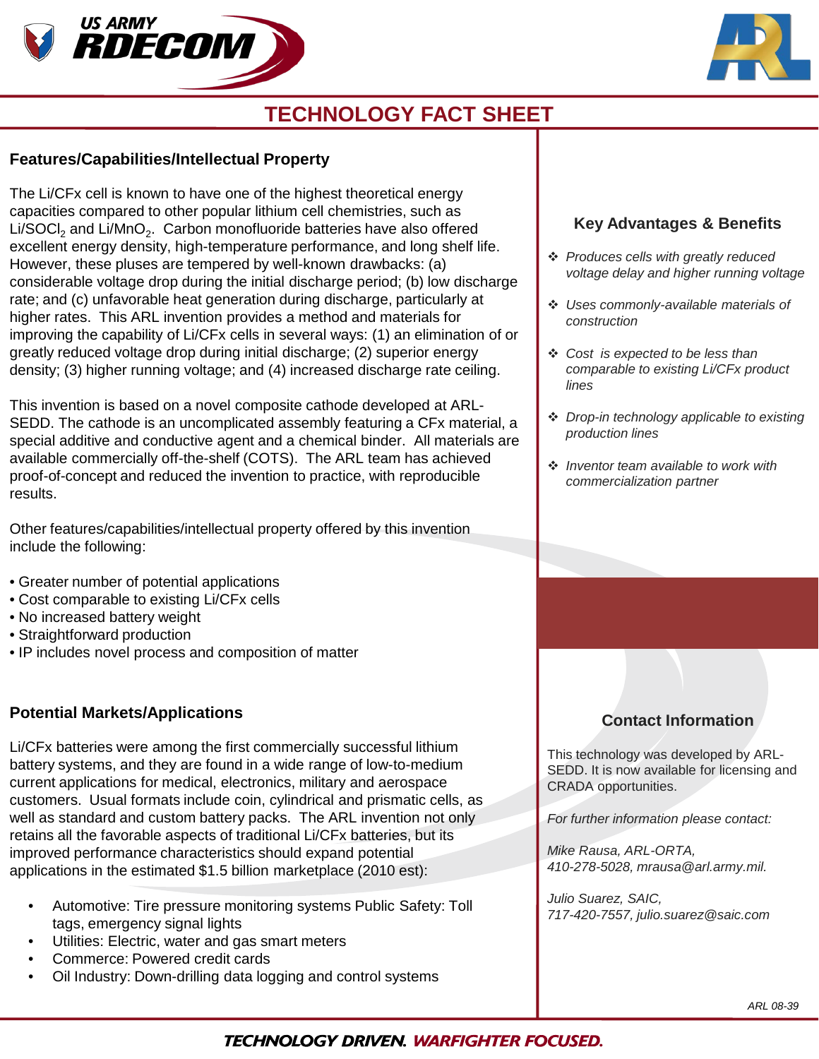# TECHNOLOGY FACT SHEET

## Features/Capabilities/Intellectual Property

The Li/CFx cell is known to have one of the highest theoretical energy capacities compared to other popular lithium cell chemistries, such as $Li/SOCl_2$ and $Li/MnO_2$. Carbon monofluoride batteries have also offered excellent energy density, high-temperature performance, and long shelf life. However, these pluses are tempered by well-known drawbacks: (a) considerable voltage drop during the initial discharge period; (b) low discharge rate; and (c) unfavorable heat generation during discharge, particularly at higher rates. This ARL invention provides a method and materials for improving the capability of Li/CFx cells in several ways: (1) an elimination of or greatly reduced voltage drop during initial discharge; (2) superior energy density; (3) higher running voltage; and (4) increased discharge rate ceiling.

This invention is based on a novel composite cathode developed at ARL-SEDD. The cathode is an uncomplicated assembly featuring a CFx material, a special additive and conductive agent and a chemical binder. All materials are available commercially off-the-shelf (COTS). The ARL team has achieved proof-of-concept and reduced the invention to practice, with reproducible results.

Other features/capabilities/intellectual property offered by this invention include the following:

- Greater number of potential applications
- Cost comparable to existing Li/CFx cells
- No increased battery weight
- Straightforward production
- IP includes novel process and composition of matter

## Potential Markets/Applications

Li/CFx batteries were among the first commercially successful lithium battery systems, and they are found in a wide range of low-to-medium current applications for medical, electronics, military and aerospace customers. Usual formats include coin, cylindrical and prismatic cells, as well as standard and custom battery packs. The ARL invention not only retains all the favorable aspects of traditional Li/CFx batteries, but its improved performance characteristics should expand potential applications in the estimated $1.5 billion marketplace (2010 est):

- Automotive: Tire pressure monitoring systems Public Safety: Toll tags, emergency signal lights
- Utilities: Electric, water and gas smart meters
- Commerce: Powered credit cards
- Oil Industry: Down-drilling data logging and control systems

## Key Advantages & Benefits

- *Produces cells with greatly reduced voltage delay and higher running voltage*
- *Uses commonly-available materials of construction*
- *Cost is expected to be less than comparable to existing Li/CFx product lines*
- *Drop-in technology applicable to existing production lines*
- *Inventor team available to work with commercialization partner*

## Contact Information

This technology was developed by ARL-SEDD. It is now available for licensing and CRADA opportunities.

*For further information please contact:*

*Mike Rausa, ARL-ORTA,*
*410-278-5028, mrausa@arl.army.mil.*

*Julio Suarez, SAIC,*
*717-420-7557, julio.suarez@saic.com*

*ARL 08-39*

TECHNOLOGY DRIVEN. WARFIGHTER FOCUSED.